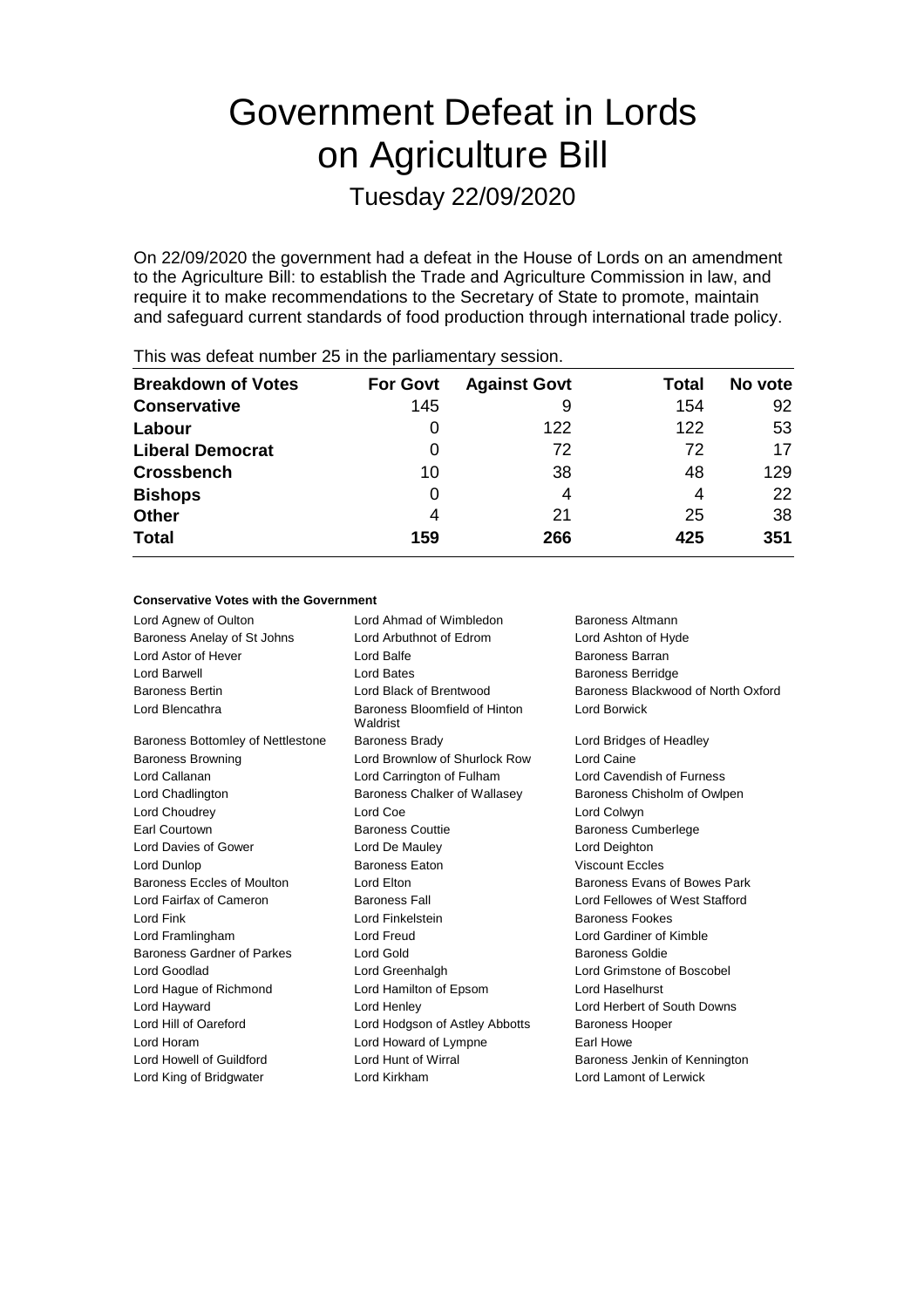# Government Defeat in Lords on Agriculture Bill

Tuesday 22/09/2020

On 22/09/2020 the government had a defeat in the House of Lords on an amendment to the Agriculture Bill: to establish the Trade and Agriculture Commission in law, and require it to make recommendations to the Secretary of State to promote, maintain and safeguard current standards of food production through international trade policy.

This was defeat number 25 in the parliamentary session.

| Breakdown of Votes | For Govt | Against Govt | Total | No vote |
|---|---|---|---|---|
| **Conservative** | 145 | 9 | 154 | 92 |
| **Labour** | 0 | 122 | 122 | 53 |
| **Liberal Democrat** | 0 | 72 | 72 | 17 |
| **Crossbench** | 10 | 38 | 48 | 129 |
| **Bishops** | 0 | 4 | 4 | 22 |
| **Other** | 4 | 21 | 25 | 38 |
| **Total** | **159** | **266** | **425** | **351** |

### Conservative Votes with the Government

| | | |
|---|---|---|
| Lord Agnew of Oulton | Lord Ahmad of Wimbledon | Baroness Altmann |
| Baroness Anelay of St Johns | Lord Arbuthnot of Edrom | Lord Ashton of Hyde |
| Lord Astor of Hever | Lord Balfe | Baroness Barran |
| Lord Barwell | Lord Bates | Baroness Berridge |
| Baroness Bertin | Lord Black of Brentwood | Baroness Blackwood of North Oxford |
| Lord Blencathra | Baroness Bloomfield of Hinton Waldrist | Lord Borwick |
| Baroness Bottomley of Nettlestone | Baroness Brady | Lord Bridges of Headley |
| Baroness Browning | Lord Brownlow of Shurlock Row | Lord Caine |
| Lord Callanan | Lord Carrington of Fulham | Lord Cavendish of Furness |
| Lord Chadlington | Baroness Chalker of Wallasey | Baroness Chisholm of Owlpen |
| Lord Choudrey | Lord Coe | Lord Colwyn |
| Earl Courtown | Baroness Couttie | Baroness Cumberlege |
| Lord Davies of Gower | Lord De Mauley | Lord Deighton |
| Lord Dunlop | Baroness Eaton | Viscount Eccles |
| Baroness Eccles of Moulton | Lord Elton | Baroness Evans of Bowes Park |
| Lord Fairfax of Cameron | Baroness Fall | Lord Fellowes of West Stafford |
| Lord Fink | Lord Finkelstein | Baroness Fookes |
| Lord Framlingham | Lord Freud | Lord Gardiner of Kimble |
| Baroness Gardner of Parkes | Lord Gold | Baroness Goldie |
| Lord Goodlad | Lord Greenhalgh | Lord Grimstone of Boscobel |
| Lord Hague of Richmond | Lord Hamilton of Epsom | Lord Haselhurst |
| Lord Hayward | Lord Henley | Lord Herbert of South Downs |
| Lord Hill of Oareford | Lord Hodgson of Astley Abbotts | Baroness Hooper |
| Lord Horam | Lord Howard of Lympne | Earl Howe |
| Lord Howell of Guildford | Lord Hunt of Wirral | Baroness Jenkin of Kennington |
| Lord King of Bridgwater | Lord Kirkham | Lord Lamont of Lerwick |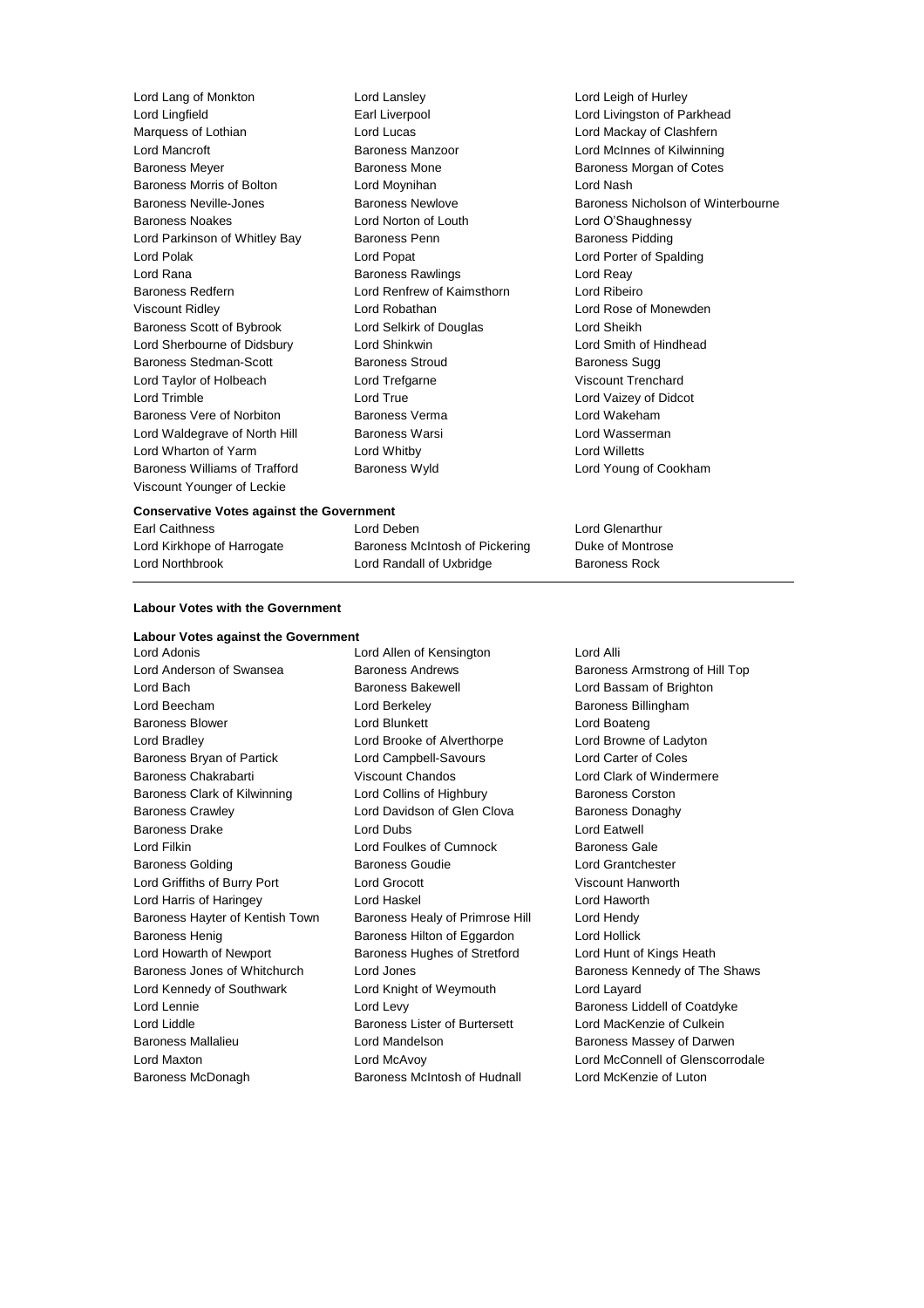Lord Lang of Monkton
Lord Lansley
Lord Leigh of Hurley
Lord Lingfield
Earl Liverpool
Lord Livingston of Parkhead
Marquess of Lothian
Lord Lucas
Lord Mackay of Clashfern
Lord Mancroft
Baroness Manzoor
Lord McInnes of Kilwinning
Baroness Meyer
Baroness Mone
Baroness Morgan of Cotes
Baroness Morris of Bolton
Lord Moynihan
Lord Nash
Baroness Neville-Jones
Baroness Newlove
Baroness Nicholson of Winterbourne
Baroness Noakes
Lord Norton of Louth
Lord O'Shaughnessy
Lord Parkinson of Whitley Bay
Baroness Penn
Baroness Pidding
Lord Polak
Lord Popat
Lord Porter of Spalding
Lord Rana
Baroness Rawlings
Lord Reay
Baroness Redfern
Lord Renfrew of Kaimsthorn
Lord Ribeiro
Viscount Ridley
Lord Robathan
Lord Rose of Monewden
Baroness Scott of Bybrook
Lord Selkirk of Douglas
Lord Sheikh
Lord Sherbourne of Didsbury
Lord Shinkwin
Lord Smith of Hindhead
Baroness Stedman-Scott
Baroness Stroud
Baroness Sugg
Lord Taylor of Holbeach
Lord Trefgarne
Viscount Trenchard
Lord Trimble
Lord True
Lord Vaizey of Didcot
Baroness Vere of Norbiton
Baroness Verma
Lord Wakeham
Lord Waldegrave of North Hill
Baroness Warsi
Lord Wasserman
Lord Wharton of Yarm
Lord Whitby
Lord Willetts
Baroness Williams of Trafford
Baroness Wyld
Lord Young of Cookham
Viscount Younger of Leckie

**Conservative Votes against the Government**

Earl Caithness
Lord Deben
Lord Glenarthur
Lord Kirkhope of Harrogate
Baroness McIntosh of Pickering
Duke of Montrose
Lord Northbrook
Lord Randall of Uxbridge
Baroness Rock

**Labour Votes with the Government**

**Labour Votes against the Government**

Lord Adonis
Lord Allen of Kensington
Lord Alli
Lord Anderson of Swansea
Baroness Andrews
Baroness Armstrong of Hill Top
Lord Bach
Baroness Bakewell
Lord Bassam of Brighton
Lord Beecham
Lord Berkeley
Baroness Billingham
Baroness Blower
Lord Blunkett
Lord Boateng
Lord Bradley
Lord Brooke of Alverthorpe
Lord Browne of Ladyton
Baroness Bryan of Partick
Lord Campbell-Savours
Lord Carter of Coles
Baroness Chakrabarti
Viscount Chandos
Lord Clark of Windermere
Baroness Clark of Kilwinning
Lord Collins of Highbury
Baroness Corston
Baroness Crawley
Lord Davidson of Glen Clova
Baroness Donaghy
Baroness Drake
Lord Dubs
Lord Eatwell
Lord Filkin
Lord Foulkes of Cumnock
Baroness Gale
Baroness Golding
Baroness Goudie
Lord Grantchester
Lord Griffiths of Burry Port
Lord Grocott
Viscount Hanworth
Lord Harris of Haringey
Lord Haskel
Lord Haworth
Baroness Hayter of Kentish Town
Baroness Healy of Primrose Hill
Lord Hendy
Baroness Henig
Baroness Hilton of Eggardon
Lord Hollick
Lord Howarth of Newport
Baroness Hughes of Stretford
Lord Hunt of Kings Heath
Baroness Jones of Whitchurch
Lord Jones
Baroness Kennedy of The Shaws
Lord Kennedy of Southwark
Lord Knight of Weymouth
Lord Layard
Lord Lennie
Lord Levy
Baroness Liddell of Coatdyke
Lord Liddle
Baroness Lister of Burtersett
Lord MacKenzie of Culkein
Baroness Mallalieu
Lord Mandelson
Baroness Massey of Darwen
Lord Maxton
Lord McAvoy
Lord McConnell of Glenscorrodale
Baroness McDonagh
Baroness McIntosh of Hudnall
Lord McKenzie of Luton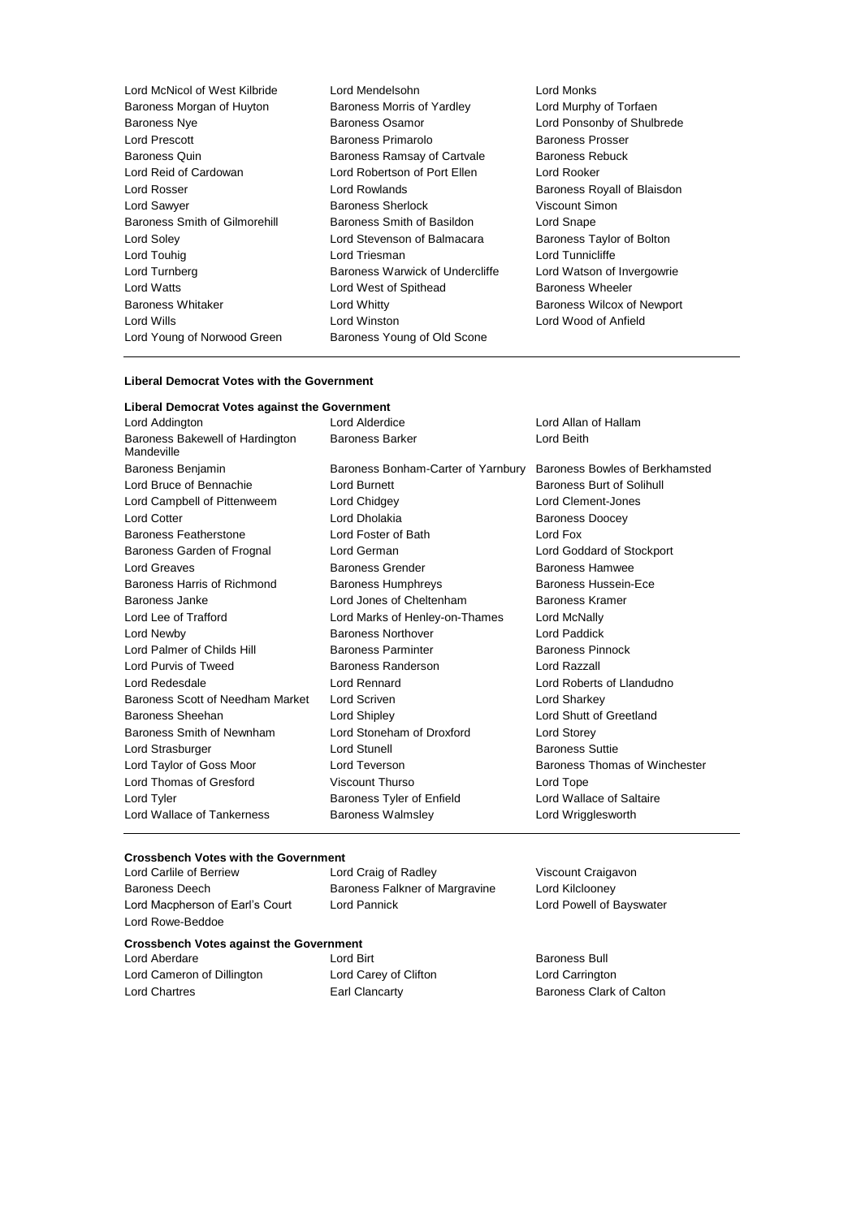Lord McNicol of West Kilbride
Lord Mendelsohn
Lord Monks
Baroness Morgan of Huyton
Baroness Morris of Yardley
Lord Murphy of Torfaen
Baroness Nye
Baroness Osamor
Lord Ponsonby of Shulbrede
Lord Prescott
Baroness Primarolo
Baroness Prosser
Baroness Quin
Baroness Ramsay of Cartvale
Baroness Rebuck
Lord Reid of Cardowan
Lord Robertson of Port Ellen
Lord Rooker
Lord Rosser
Lord Rowlands
Baroness Royall of Blaisdon
Lord Sawyer
Baroness Sherlock
Viscount Simon
Baroness Smith of Gilmorehill
Baroness Smith of Basildon
Lord Snape
Lord Soley
Lord Stevenson of Balmacara
Baroness Taylor of Bolton
Lord Touhig
Lord Triesman
Lord Tunnicliffe
Lord Turnberg
Baroness Warwick of Undercliffe
Lord Watson of Invergowrie
Lord Watts
Lord West of Spithead
Baroness Wheeler
Baroness Whitaker
Lord Whitty
Baroness Wilcox of Newport
Lord Wills
Lord Winston
Lord Wood of Anfield
Lord Young of Norwood Green
Baroness Young of Old Scone

**Liberal Democrat Votes with the Government**

**Liberal Democrat Votes against the Government**

Lord Addington
Lord Alderdice
Lord Allan of Hallam
Baroness Bakewell of Hardington Mandeville
Baroness Barker
Lord Beith
Baroness Benjamin
Baroness Bonham-Carter of Yarnbury
Baroness Bowles of Berkhamsted
Lord Bruce of Bennachie
Lord Burnett
Baroness Burt of Solihull
Lord Campbell of Pittenweem
Lord Chidgey
Lord Clement-Jones
Lord Cotter
Lord Dholakia
Baroness Doocey
Baroness Featherstone
Lord Foster of Bath
Lord Fox
Baroness Garden of Frognal
Lord German
Lord Goddard of Stockport
Lord Greaves
Baroness Grender
Baroness Hamwee
Baroness Harris of Richmond
Baroness Humphreys
Baroness Hussein-Ece
Baroness Janke
Lord Jones of Cheltenham
Baroness Kramer
Lord Lee of Trafford
Lord Marks of Henley-on-Thames
Lord McNally
Lord Newby
Baroness Northover
Lord Paddick
Lord Palmer of Childs Hill
Baroness Parminter
Baroness Pinnock
Lord Purvis of Tweed
Baroness Randerson
Lord Razzall
Lord Redesdale
Lord Rennard
Lord Roberts of Llandudno
Baroness Scott of Needham Market
Lord Scriven
Lord Sharkey
Baroness Sheehan
Lord Shipley
Lord Shutt of Greetland
Baroness Smith of Newnham
Lord Stoneham of Droxford
Lord Storey
Lord Strasburger
Lord Stunell
Baroness Suttie
Lord Taylor of Goss Moor
Lord Teverson
Baroness Thomas of Winchester
Lord Thomas of Gresford
Viscount Thurso
Lord Tope
Lord Tyler
Baroness Tyler of Enfield
Lord Wallace of Saltaire
Lord Wallace of Tankerness
Baroness Walmsley
Lord Wrigglesworth

**Crossbench Votes with the Government**

Lord Carlile of Berriew
Lord Craig of Radley
Viscount Craigavon
Baroness Deech
Baroness Falkner of Margravine
Lord Kilclooney
Lord Macpherson of Earl's Court
Lord Pannick
Lord Powell of Bayswater
Lord Rowe-Beddoe

**Crossbench Votes against the Government**

Lord Aberdare
Lord Birt
Baroness Bull
Lord Cameron of Dillington
Lord Carey of Clifton
Lord Carrington
Lord Chartres
Earl Clancarty
Baroness Clark of Calton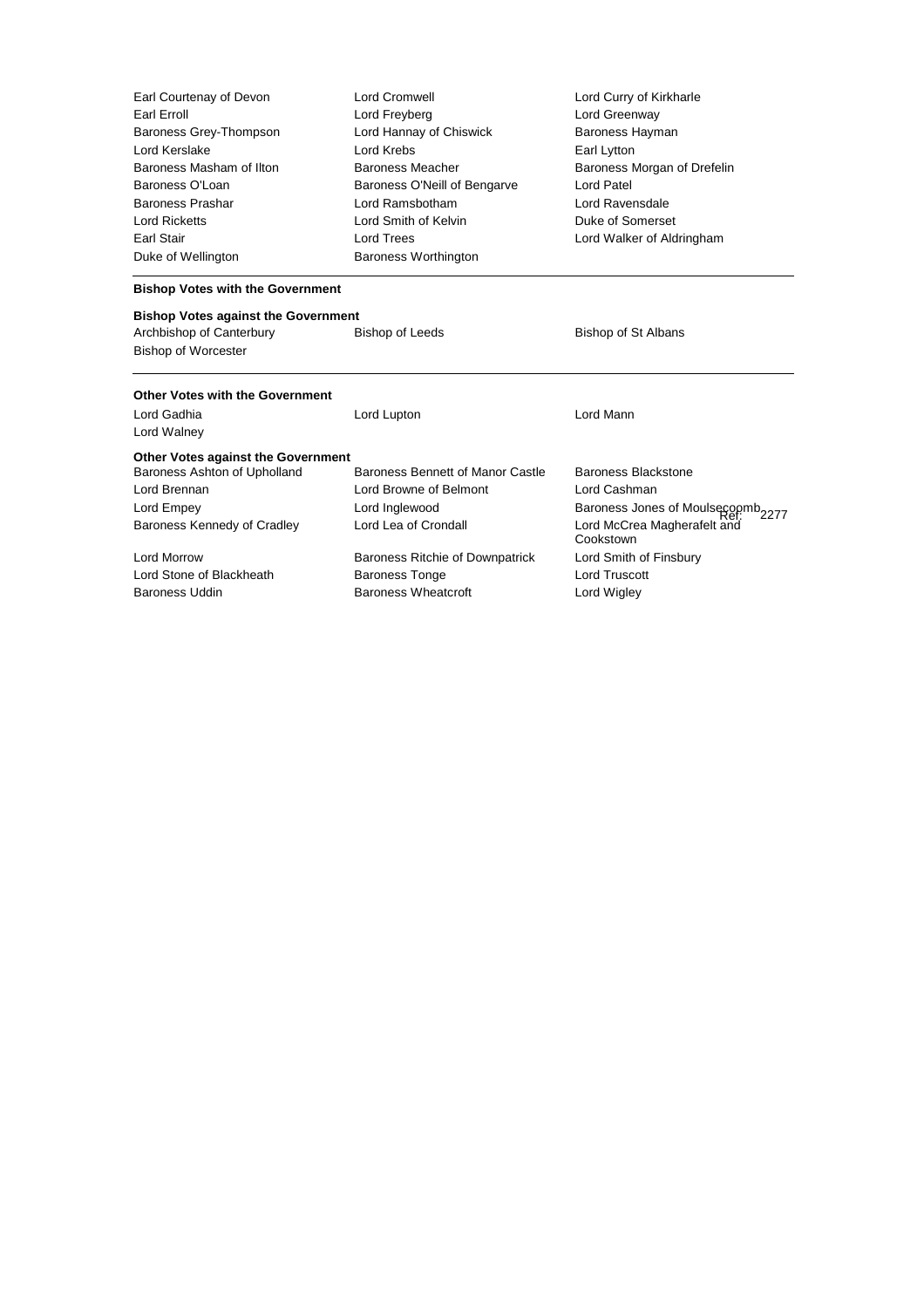Earl Courtenay of Devon
Lord Cromwell
Lord Curry of Kirkharle
Earl Erroll
Lord Freyberg
Lord Greenway
Baroness Grey-Thompson
Lord Hannay of Chiswick
Baroness Hayman
Lord Kerslake
Lord Krebs
Earl Lytton
Baroness Masham of Ilton
Baroness Meacher
Baroness Morgan of Drefelin
Baroness O'Loan
Baroness O'Neill of Bengarve
Lord Patel
Baroness Prashar
Lord Ramsbotham
Lord Ravensdale
Lord Ricketts
Lord Smith of Kelvin
Duke of Somerset
Earl Stair
Lord Trees
Lord Walker of Aldringham
Duke of Wellington
Baroness Worthington

**Bishop Votes with the Government**

**Bishop Votes against the Government**

Archbishop of Canterbury
Bishop of Leeds
Bishop of St Albans
Bishop of Worcester

**Other Votes with the Government**

Lord Gadhia
Lord Lupton
Lord Mann
Lord Walney

**Other Votes against the Government**

Baroness Ashton of Upholland
Baroness Bennett of Manor Castle
Baroness Blackstone
Lord Brennan
Lord Browne of Belmont
Lord Cashman
Lord Empey
Lord Inglewood
Baroness Jones of Moulsecoomb
Baroness Kennedy of Cradley
Lord Lea of Crondall
Lord McCrea Magherafelt and Cookstown
Lord Morrow
Baroness Ritchie of Downpatrick
Lord Smith of Finsbury
Lord Stone of Blackheath
Baroness Tonge
Lord Truscott
Baroness Uddin
Baroness Wheatcroft
Lord Wigley

Ref: 2277